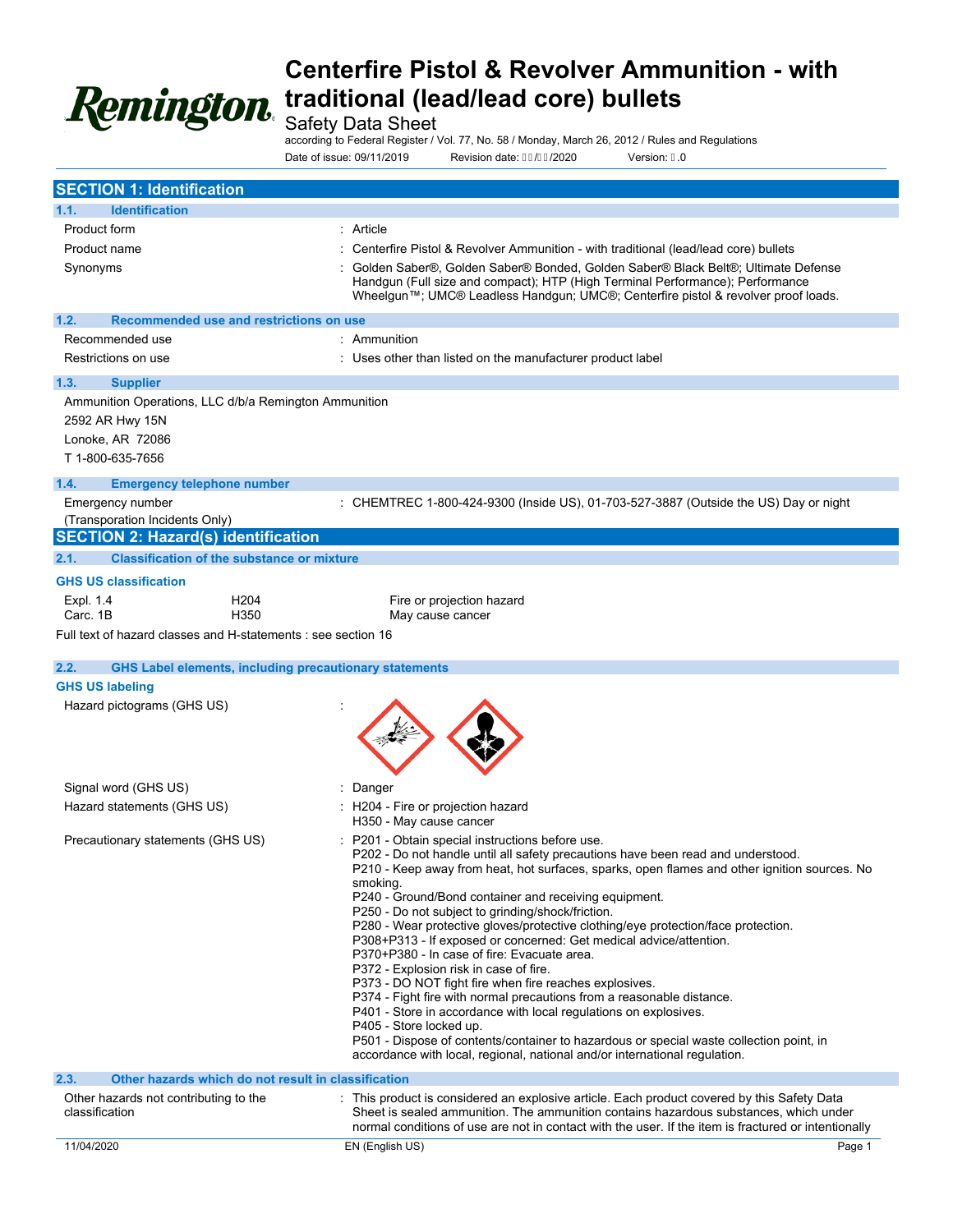# Centerfire Pistol & Revolver Ammunition - with traditional (lead/lead core) bullets

Safety Data Sheet

according to Federal Register / Vol. 77, No. 58 / Monday, March 26, 2012 / Rules and Regulations

Date of issue: 09/11/2019 Revision date: ��/��/2020 Version: �.0

## SECTION 1: Identification

### 1.1. Identification

Product form : Article

Product name : Centerfire Pistol & Revolver Ammunition - with traditional (lead/lead core) bullets

Synonyms : Golden Saber®, Golden Saber® Bonded, Golden Saber® Black Belt®; Ultimate Defense Handgun (Full size and compact); HTP (High Terminal Performance); Performance Wheelgun™; UMC® Leadless Handgun; UMC®; Centerfire pistol & revolver proof loads.

### 1.2. Recommended use and restrictions on use

Recommended use : Ammunition

Restrictions on use : Uses other than listed on the manufacturer product label

### 1.3. Supplier

Ammunition Operations, LLC d/b/a Remington Ammunition
2592 AR Hwy 15N
Lonoke, AR 72086
T 1-800-635-7656

### 1.4. Emergency telephone number

Emergency number (Transporation Incidents Only) : CHEMTREC 1-800-424-9300 (Inside US), 01-703-527-3887 (Outside the US) Day or night

## SECTION 2: Hazard(s) identification

### 2.1. Classification of the substance or mixture

**GHS US classification**

| | | |
|---|---|---|
| Expl. 1.4 | H204 | Fire or projection hazard |
| Carc. 1B | H350 | May cause cancer |

Full text of hazard classes and H-statements : see section 16

### 2.2. GHS Label elements, including precautionary statements

**GHS US labeling**

Hazard pictograms (GHS US) :

Signal word (GHS US) : Danger

Hazard statements (GHS US) : H204 - Fire or projection hazard
H350 - May cause cancer

Precautionary statements (GHS US) : P201 - Obtain special instructions before use.
P202 - Do not handle until all safety precautions have been read and understood.
P210 - Keep away from heat, hot surfaces, sparks, open flames and other ignition sources. No smoking.
P240 - Ground/Bond container and receiving equipment.
P250 - Do not subject to grinding/shock/friction.
P280 - Wear protective gloves/protective clothing/eye protection/face protection.
P308+P313 - If exposed or concerned: Get medical advice/attention.
P370+P380 - In case of fire: Evacuate area.
P372 - Explosion risk in case of fire.
P373 - DO NOT fight fire when fire reaches explosives.
P374 - Fight fire with normal precautions from a reasonable distance.
P401 - Store in accordance with local regulations on explosives.
P405 - Store locked up.
P501 - Dispose of contents/container to hazardous or special waste collection point, in accordance with local, regional, national and/or international regulation.

### 2.3. Other hazards which do not result in classification

Other hazards not contributing to the classification : This product is considered an explosive article. Each product covered by this Safety Data Sheet is sealed ammunition. The ammunition contains hazardous substances, which under normal conditions of use are not in contact with the user. If the item is fractured or intentionally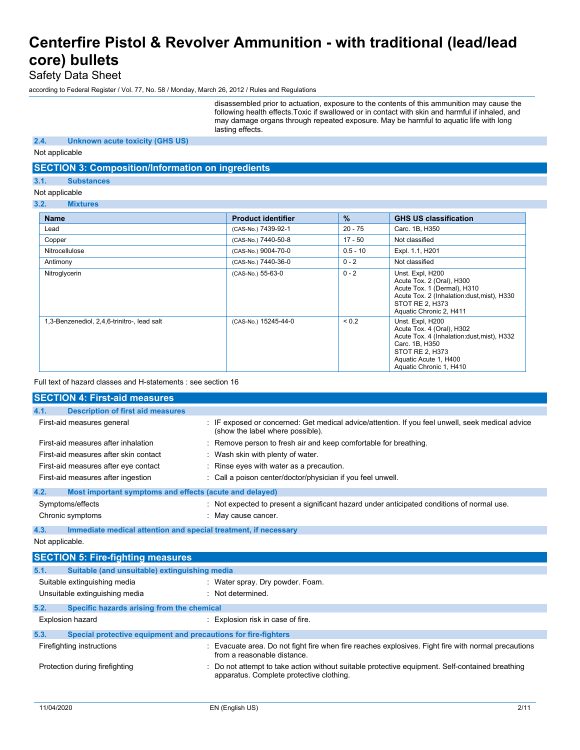disassembled prior to actuation, exposure to the contents of this ammunition may cause the following health effects.Toxic if swallowed or in contact with skin and harmful if inhaled, and may damage organs through repeated exposure. May be harmful to aquatic life with long lasting effects.

### 2.4. Unknown acute toxicity (GHS US)

Not applicable

## SECTION 3: Composition/Information on ingredients

### 3.1. Substances

Not applicable

### 3.2. Mixtures

| Name | Product identifier | % | GHS US classification |
|---|---|---|---|
| Lead | (CAS-No.) 7439-92-1 | 20 - 75 | Carc. 1B, H350 |
| Copper | (CAS-No.) 7440-50-8 | 17 - 50 | Not classified |
| Nitrocellulose | (CAS-No.) 9004-70-0 | 0.5 - 10 | Expl. 1.1, H201 |
| Antimony | (CAS-No.) 7440-36-0 | 0 - 2 | Not classified |
| Nitroglycerin | (CAS-No.) 55-63-0 | 0 - 2 | Unst. Expl, H200<br>Acute Tox. 2 (Oral), H300<br>Acute Tox. 1 (Dermal), H310<br>Acute Tox. 2 (Inhalation:dust,mist), H330<br>STOT RE 2, H373<br>Aquatic Chronic 2, H411 |
| 1,3-Benzenediol, 2,4,6-trinitro-, lead salt | (CAS-No.) 15245-44-0 | < 0.2 | Unst. Expl, H200<br>Acute Tox. 4 (Oral), H302<br>Acute Tox. 4 (Inhalation:dust,mist), H332<br>Carc. 1B, H350<br>STOT RE 2, H373<br>Aquatic Acute 1, H400<br>Aquatic Chronic 1, H410 |

Full text of hazard classes and H-statements : see section 16

## SECTION 4: First-aid measures

### 4.1. Description of first aid measures

First-aid measures general : IF exposed or concerned: Get medical advice/attention. If you feel unwell, seek medical advice (show the label where possible).

First-aid measures after inhalation : Remove person to fresh air and keep comfortable for breathing.

First-aid measures after skin contact : Wash skin with plenty of water.

First-aid measures after eye contact : Rinse eyes with water as a precaution.

First-aid measures after ingestion : Call a poison center/doctor/physician if you feel unwell.

### 4.2. Most important symptoms and effects (acute and delayed)

Symptoms/effects : Not expected to present a significant hazard under anticipated conditions of normal use.

Chronic symptoms : May cause cancer.

### 4.3. Immediate medical attention and special treatment, if necessary

Not applicable.

## SECTION 5: Fire-fighting measures

### 5.1. Suitable (and unsuitable) extinguishing media

Suitable extinguishing media : Water spray. Dry powder. Foam.

Unsuitable extinguishing media : Not determined.

### 5.2. Specific hazards arising from the chemical

Explosion hazard : Explosion risk in case of fire.

### 5.3. Special protective equipment and precautions for fire-fighters

Firefighting instructions : Evacuate area. Do not fight fire when fire reaches explosives. Fight fire with normal precautions from a reasonable distance.

Protection during firefighting : Do not attempt to take action without suitable protective equipment. Self-contained breathing apparatus. Complete protective clothing.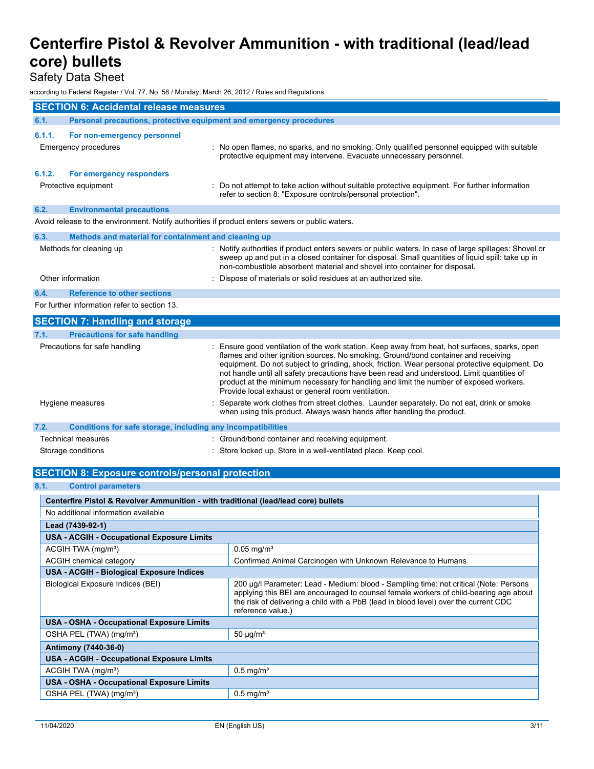## SECTION 6: Accidental release measures

### 6.1. Personal precautions, protective equipment and emergency procedures

#### 6.1.1. For non-emergency personnel

Emergency procedures : No open flames, no sparks, and no smoking. Only qualified personnel equipped with suitable protective equipment may intervene. Evacuate unnecessary personnel.

#### 6.1.2. For emergency responders

Protective equipment : Do not attempt to take action without suitable protective equipment. For further information refer to section 8: "Exposure controls/personal protection".

### 6.2. Environmental precautions

Avoid release to the environment. Notify authorities if product enters sewers or public waters.

### 6.3. Methods and material for containment and cleaning up

Methods for cleaning up : Notify authorities if product enters sewers or public waters. In case of large spillages: Shovel or sweep up and put in a closed container for disposal. Small quantities of liquid spill: take up in non-combustible absorbent material and shovel into container for disposal.

Other information : Dispose of materials or solid residues at an authorized site.

### 6.4. Reference to other sections

For further information refer to section 13.

## SECTION 7: Handling and storage

### 7.1. Precautions for safe handling

Precautions for safe handling : Ensure good ventilation of the work station. Keep away from heat, hot surfaces, sparks, open flames and other ignition sources. No smoking. Ground/bond container and receiving equipment. Do not subject to grinding, shock, friction. Wear personal protective equipment. Do not handle until all safety precautions have been read and understood. Limit quantities of product at the minimum necessary for handling and limit the number of exposed workers. Provide local exhaust or general room ventilation.

Hygiene measures : Separate work clothes from street clothes. Launder separately. Do not eat, drink or smoke when using this product. Always wash hands after handling the product.

### 7.2. Conditions for safe storage, including any incompatibilities

Technical measures : Ground/bond container and receiving equipment.

Storage conditions : Store locked up. Store in a well-ventilated place. Keep cool.

## SECTION 8: Exposure controls/personal protection

### 8.1. Control parameters

| **Centerfire Pistol & Revolver Ammunition - with traditional (lead/lead core) bullets** | |
|---|---|
| No additional information available | |
| **Lead (7439-92-1)** | |
| **USA - ACGIH - Occupational Exposure Limits** | |
| ACGIH TWA (mg/m³) | 0.05 mg/m³ |
| ACGIH chemical category | Confirmed Animal Carcinogen with Unknown Relevance to Humans |
| **USA - ACGIH - Biological Exposure Indices** | |
| Biological Exposure Indices (BEI) | 200 µg/l Parameter: Lead - Medium: blood - Sampling time: not critical (Note: Persons applying this BEI are encouraged to counsel female workers of child-bearing age about the risk of delivering a child with a PbB (lead in blood level) over the current CDC reference value.) |
| **USA - OSHA - Occupational Exposure Limits** | |
| OSHA PEL (TWA) (mg/m³) | 50 µg/m³ |
| **Antimony (7440-36-0)** | |
| **USA - ACGIH - Occupational Exposure Limits** | |
| ACGIH TWA (mg/m³) | 0.5 mg/m³ |
| **USA - OSHA - Occupational Exposure Limits** | |
| OSHA PEL (TWA) (mg/m³) | 0.5 mg/m³ |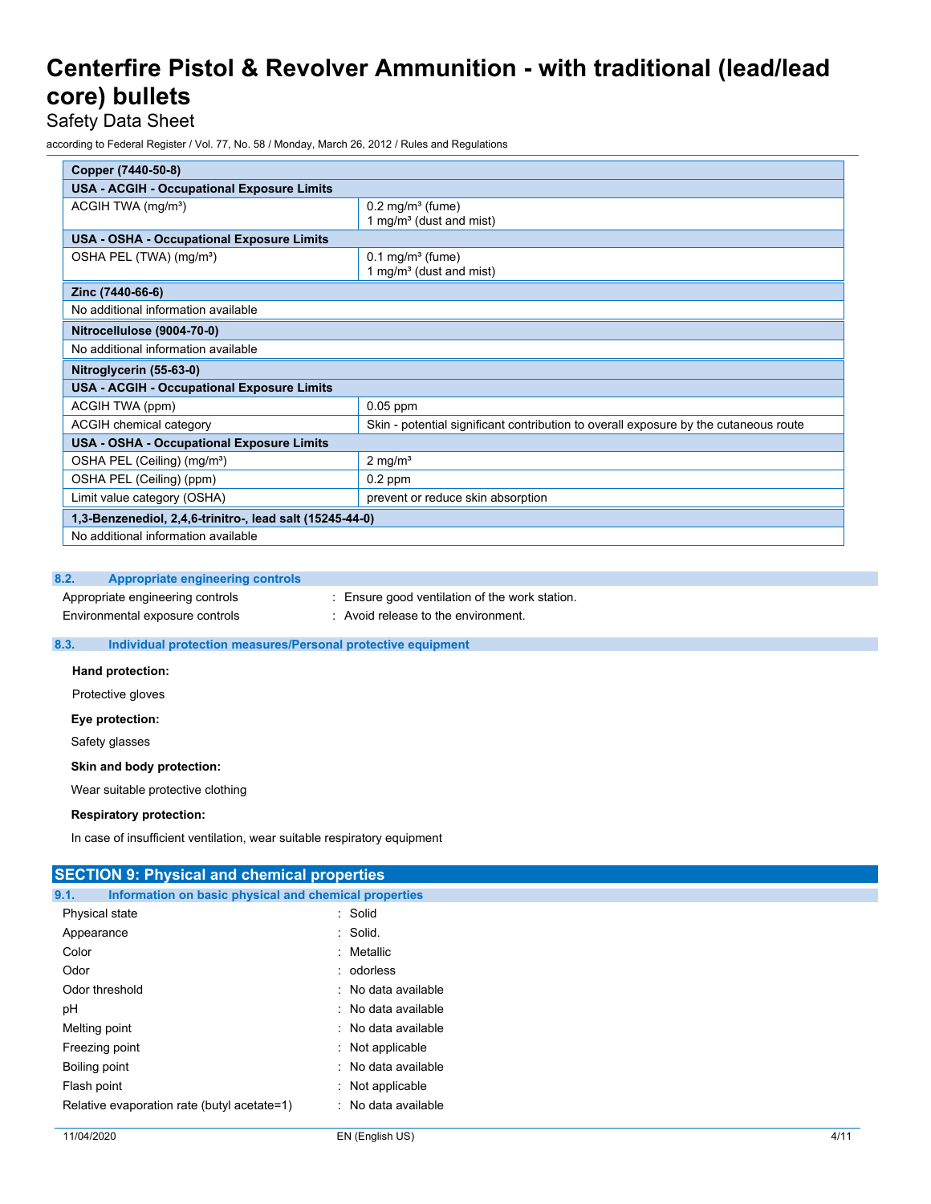| Copper (7440-50-8) | |
|---|---|
| **USA - ACGIH - Occupational Exposure Limits** | |
| ACGIH TWA (mg/m³) | 0.2 mg/m³ (fume)<br>1 mg/m³ (dust and mist) |
| **USA - OSHA - Occupational Exposure Limits** | |
| OSHA PEL (TWA) (mg/m³) | 0.1 mg/m³ (fume)<br>1 mg/m³ (dust and mist) |

| Zinc (7440-66-6) |
|---|
| No additional information available |

| Nitrocellulose (9004-70-0) |
|---|
| No additional information available |

| Nitroglycerin (55-63-0) | |
|---|---|
| **USA - ACGIH - Occupational Exposure Limits** | |
| ACGIH TWA (ppm) | 0.05 ppm |
| ACGIH chemical category | Skin - potential significant contribution to overall exposure by the cutaneous route |
| **USA - OSHA - Occupational Exposure Limits** | |
| OSHA PEL (Ceiling) (mg/m³) | 2 mg/m³ |
| OSHA PEL (Ceiling) (ppm) | 0.2 ppm |
| Limit value category (OSHA) | prevent or reduce skin absorption |

| 1,3-Benzenediol, 2,4,6-trinitro-, lead salt (15245-44-0) |
|---|
| No additional information available |

### 8.2. Appropriate engineering controls

Appropriate engineering controls : Ensure good ventilation of the work station.

Environmental exposure controls : Avoid release to the environment.

### 8.3. Individual protection measures/Personal protective equipment

**Hand protection:**

Protective gloves

**Eye protection:**

Safety glasses

**Skin and body protection:**

Wear suitable protective clothing

**Respiratory protection:**

In case of insufficient ventilation, wear suitable respiratory equipment

## SECTION 9: Physical and chemical properties

### 9.1. Information on basic physical and chemical properties

| | |
|---|---|
| Physical state | : Solid |
| Appearance | : Solid. |
| Color | : Metallic |
| Odor | : odorless |
| Odor threshold | : No data available |
| pH | : No data available |
| Melting point | : No data available |
| Freezing point | : Not applicable |
| Boiling point | : No data available |
| Flash point | : Not applicable |
| Relative evaporation rate (butyl acetate=1) | : No data available |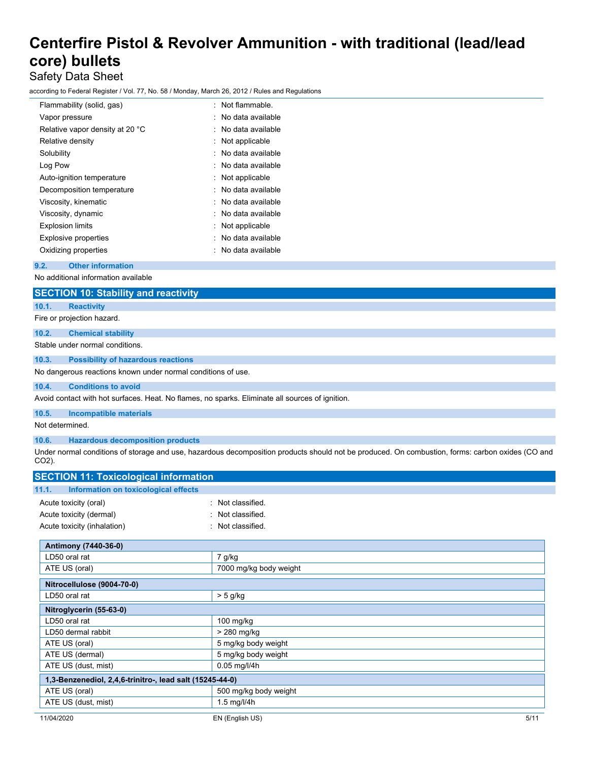| | |
|---|---|
| Flammability (solid, gas) | : Not flammable. |
| Vapor pressure | : No data available |
| Relative vapor density at 20 °C | : No data available |
| Relative density | : Not applicable |
| Solubility | : No data available |
| Log Pow | : No data available |
| Auto-ignition temperature | : Not applicable |
| Decomposition temperature | : No data available |
| Viscosity, kinematic | : No data available |
| Viscosity, dynamic | : No data available |
| Explosion limits | : Not applicable |
| Explosive properties | : No data available |
| Oxidizing properties | : No data available |

### 9.2. Other information

No additional information available

## SECTION 10: Stability and reactivity

### 10.1. Reactivity

Fire or projection hazard.

### 10.2. Chemical stability

Stable under normal conditions.

### 10.3. Possibility of hazardous reactions

No dangerous reactions known under normal conditions of use.

### 10.4. Conditions to avoid

Avoid contact with hot surfaces. Heat. No flames, no sparks. Eliminate all sources of ignition.

### 10.5. Incompatible materials

Not determined.

### 10.6. Hazardous decomposition products

Under normal conditions of storage and use, hazardous decomposition products should not be produced. On combustion, forms: carbon oxides (CO and $CO_2$).

## SECTION 11: Toxicological information

### 11.1. Information on toxicological effects

| | |
|---|---|
| Acute toxicity (oral) | : Not classified. |
| Acute toxicity (dermal) | : Not classified. |
| Acute toxicity (inhalation) | : Not classified. |

| **Antimony (7440-36-0)** | |
|---|---|
| LD50 oral rat | 7 g/kg |
| ATE US (oral) | 7000 mg/kg body weight |

| **Nitrocellulose (9004-70-0)** | |
|---|---|
| LD50 oral rat | > 5 g/kg |

| **Nitroglycerin (55-63-0)** | |
|---|---|
| LD50 oral rat | 100 mg/kg |
| LD50 dermal rabbit | > 280 mg/kg |
| ATE US (oral) | 5 mg/kg body weight |
| ATE US (dermal) | 5 mg/kg body weight |
| ATE US (dust, mist) | 0.05 mg/l/4h |

| **1,3-Benzenediol, 2,4,6-trinitro-, lead salt (15245-44-0)** | |
|---|---|
| ATE US (oral) | 500 mg/kg body weight |
| ATE US (dust, mist) | 1.5 mg/l/4h |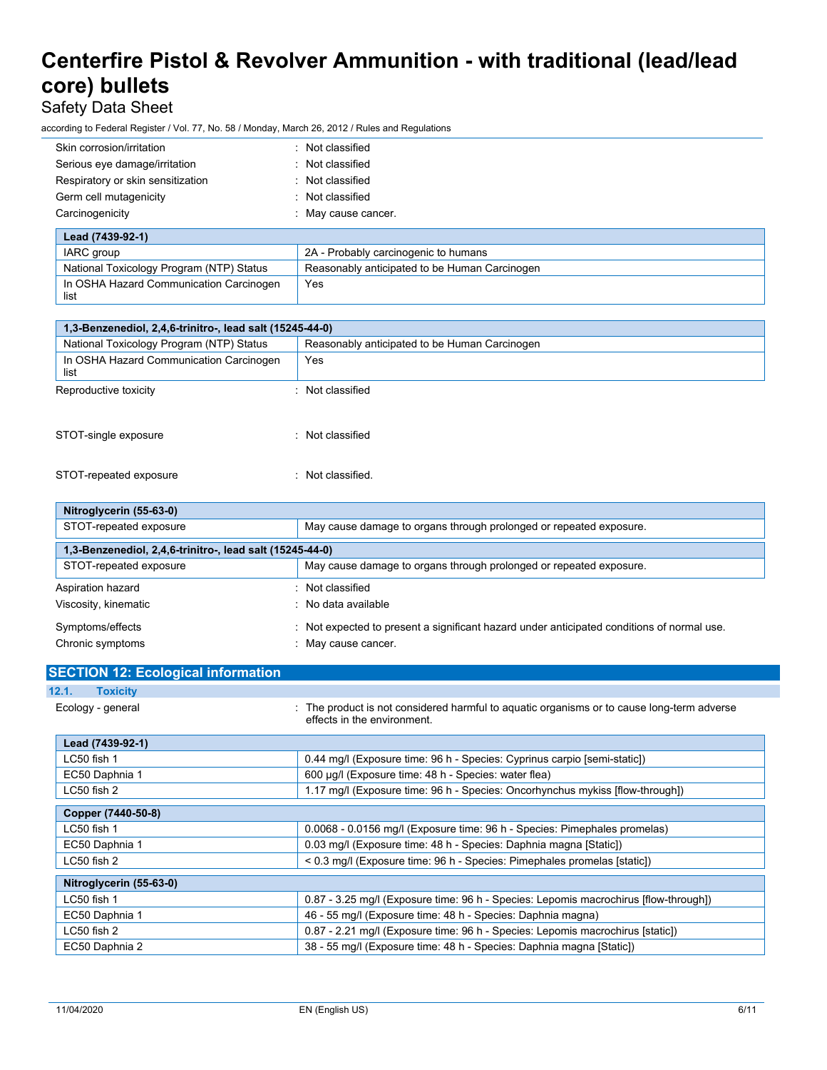Skin corrosion/irritation : Not classified

Serious eye damage/irritation : Not classified

Respiratory or skin sensitization : Not classified

Germ cell mutagenicity : Not classified

Carcinogenicity : May cause cancer.

| Lead (7439-92-1) | |
|---|---|
| IARC group | 2A - Probably carcinogenic to humans |
| National Toxicology Program (NTP) Status | Reasonably anticipated to be Human Carcinogen |
| In OSHA Hazard Communication Carcinogen list | Yes |

| 1,3-Benzenediol, 2,4,6-trinitro-, lead salt (15245-44-0) | |
|---|---|
| National Toxicology Program (NTP) Status | Reasonably anticipated to be Human Carcinogen |
| In OSHA Hazard Communication Carcinogen list | Yes |

Reproductive toxicity : Not classified

STOT-single exposure : Not classified

STOT-repeated exposure : Not classified.

| Nitroglycerin (55-63-0) | |
|---|---|
| STOT-repeated exposure | May cause damage to organs through prolonged or repeated exposure. |

| 1,3-Benzenediol, 2,4,6-trinitro-, lead salt (15245-44-0) | |
|---|---|
| STOT-repeated exposure | May cause damage to organs through prolonged or repeated exposure. |

Aspiration hazard : Not classified

Viscosity, kinematic : No data available

Symptoms/effects : Not expected to present a significant hazard under anticipated conditions of normal use.

Chronic symptoms : May cause cancer.

## SECTION 12: Ecological information

### 12.1. Toxicity

Ecology - general : The product is not considered harmful to aquatic organisms or to cause long-term adverse effects in the environment.

| Lead (7439-92-1) | |
|---|---|
| LC50 fish 1 | 0.44 mg/l (Exposure time: 96 h - Species: Cyprinus carpio [semi-static]) |
| EC50 Daphnia 1 | 600 µg/l (Exposure time: 48 h - Species: water flea) |
| LC50 fish 2 | 1.17 mg/l (Exposure time: 96 h - Species: Oncorhynchus mykiss [flow-through]) |

| Copper (7440-50-8) | |
|---|---|
| LC50 fish 1 | 0.0068 - 0.0156 mg/l (Exposure time: 96 h - Species: Pimephales promelas) |
| EC50 Daphnia 1 | 0.03 mg/l (Exposure time: 48 h - Species: Daphnia magna [Static]) |
| LC50 fish 2 | < 0.3 mg/l (Exposure time: 96 h - Species: Pimephales promelas [static]) |

| Nitroglycerin (55-63-0) | |
|---|---|
| LC50 fish 1 | 0.87 - 3.25 mg/l (Exposure time: 96 h - Species: Lepomis macrochirus [flow-through]) |
| EC50 Daphnia 1 | 46 - 55 mg/l (Exposure time: 48 h - Species: Daphnia magna) |
| LC50 fish 2 | 0.87 - 2.21 mg/l (Exposure time: 96 h - Species: Lepomis macrochirus [static]) |
| EC50 Daphnia 2 | 38 - 55 mg/l (Exposure time: 48 h - Species: Daphnia magna [Static]) |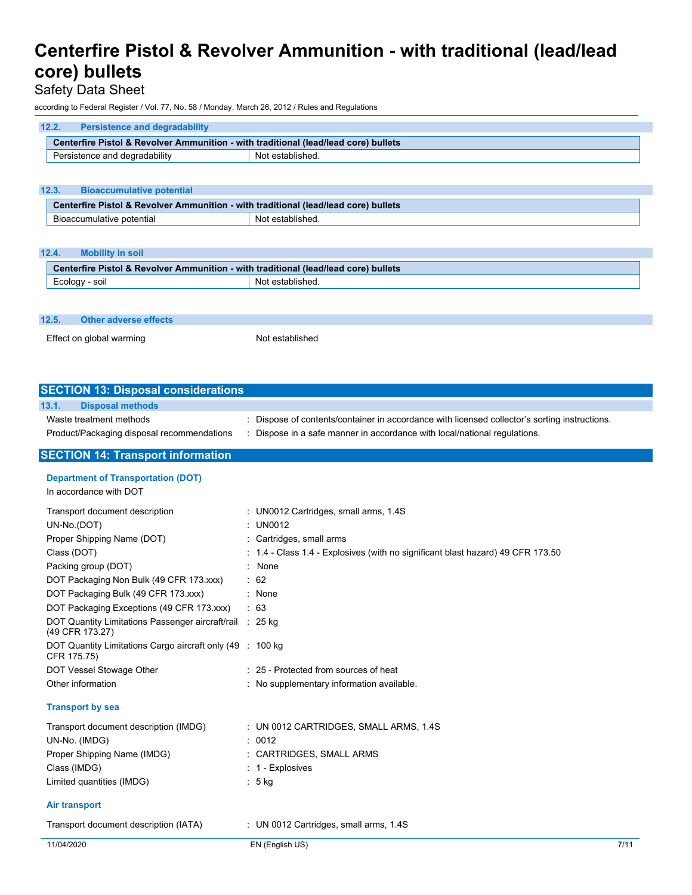### 12.2. Persistence and degradability

| Centerfire Pistol & Revolver Ammunition - with traditional (lead/lead core) bullets | |
|---|---|
| Persistence and degradability | Not established. |

### 12.3. Bioaccumulative potential

| Centerfire Pistol & Revolver Ammunition - with traditional (lead/lead core) bullets | |
|---|---|
| Bioaccumulative potential | Not established. |

### 12.4. Mobility in soil

| Centerfire Pistol & Revolver Ammunition - with traditional (lead/lead core) bullets | |
|---|---|
| Ecology - soil | Not established. |

### 12.5. Other adverse effects

Effect on global warming: Not established

## SECTION 13: Disposal considerations

### 13.1. Disposal methods

Waste treatment methods : Dispose of contents/container in accordance with licensed collector's sorting instructions.

Product/Packaging disposal recommendations : Dispose in a safe manner in accordance with local/national regulations.

## SECTION 14: Transport information

**Department of Transportation (DOT)**

In accordance with DOT

Transport document description : UN0012 Cartridges, small arms, 1.4S

UN-No.(DOT) : UN0012

Proper Shipping Name (DOT) : Cartridges, small arms

Class (DOT) : 1.4 - Class 1.4 - Explosives (with no significant blast hazard) 49 CFR 173.50

Packing group (DOT) : None

DOT Packaging Non Bulk (49 CFR 173.xxx) : 62

DOT Packaging Bulk (49 CFR 173.xxx) : None

DOT Packaging Exceptions (49 CFR 173.xxx) : 63

DOT Quantity Limitations Passenger aircraft/rail (49 CFR 173.27) : 25 kg

DOT Quantity Limitations Cargo aircraft only (49 CFR 175.75) : 100 kg

DOT Vessel Stowage Other : 25 - Protected from sources of heat

Other information : No supplementary information available.

**Transport by sea**

Transport document description (IMDG) : UN 0012 CARTRIDGES, SMALL ARMS, 1.4S

UN-No. (IMDG) : 0012

Proper Shipping Name (IMDG) : CARTRIDGES, SMALL ARMS

Class (IMDG) : 1 - Explosives

Limited quantities (IMDG) : 5 kg

**Air transport**

Transport document description (IATA) : UN 0012 Cartridges, small arms, 1.4S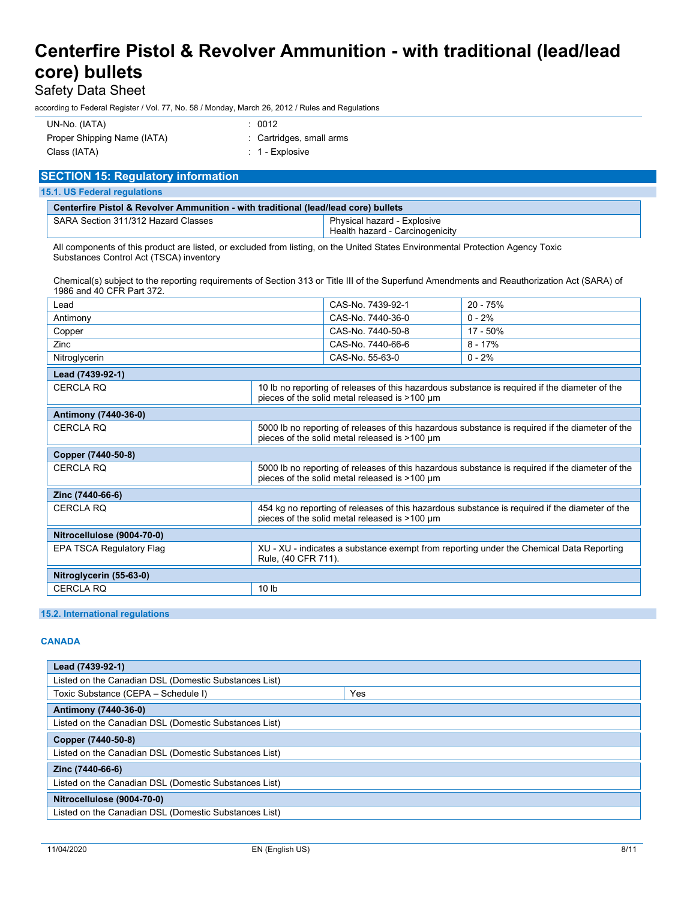| | |
|---|---|
| UN-No. (IATA) | : 0012 |
| Proper Shipping Name (IATA) | : Cartridges, small arms |
| Class (IATA) | : 1 - Explosive |

## SECTION 15: Regulatory information

### 15.1. US Federal regulations

| Centerfire Pistol & Revolver Ammunition - with traditional (lead/lead core) bullets | |
|---|---|
| SARA Section 311/312 Hazard Classes | Physical hazard - Explosive<br>Health hazard - Carcinogenicity |

All components of this product are listed, or excluded from listing, on the United States Environmental Protection Agency Toxic Substances Control Act (TSCA) inventory

Chemical(s) subject to the reporting requirements of Section 313 or Title III of the Superfund Amendments and Reauthorization Act (SARA) of 1986 and 40 CFR Part 372.

| | | |
|---|---|---|
| Lead | CAS-No. 7439-92-1 | 20 - 75% |
| Antimony | CAS-No. 7440-36-0 | 0 - 2% |
| Copper | CAS-No. 7440-50-8 | 17 - 50% |
| Zinc | CAS-No. 7440-66-6 | 8 - 17% |
| Nitroglycerin | CAS-No. 55-63-0 | 0 - 2% |

| Lead (7439-92-1) | |
|---|---|
| CERCLA RQ | 10 lb no reporting of releases of this hazardous substance is required if the diameter of the pieces of the solid metal released is >100 µm |

| Antimony (7440-36-0) | |
|---|---|
| CERCLA RQ | 5000 lb no reporting of releases of this hazardous substance is required if the diameter of the pieces of the solid metal released is >100 µm |

| Copper (7440-50-8) | |
|---|---|
| CERCLA RQ | 5000 lb no reporting of releases of this hazardous substance is required if the diameter of the pieces of the solid metal released is >100 µm |

| Zinc (7440-66-6) | |
|---|---|
| CERCLA RQ | 454 kg no reporting of releases of this hazardous substance is required if the diameter of the pieces of the solid metal released is >100 µm |

| Nitrocellulose (9004-70-0) | |
|---|---|
| EPA TSCA Regulatory Flag | XU - XU - indicates a substance exempt from reporting under the Chemical Data Reporting Rule, (40 CFR 711). |

| Nitroglycerin (55-63-0) | |
|---|---|
| CERCLA RQ | 10 lb |

### 15.2. International regulations

#### CANADA

| Lead (7439-92-1) | |
|---|---|
| Listed on the Canadian DSL (Domestic Substances List) | |
| Toxic Substance (CEPA – Schedule I) | Yes |

| Antimony (7440-36-0) |
|---|
| Listed on the Canadian DSL (Domestic Substances List) |

| Copper (7440-50-8) |
|---|
| Listed on the Canadian DSL (Domestic Substances List) |

| Zinc (7440-66-6) |
|---|
| Listed on the Canadian DSL (Domestic Substances List) |

| Nitrocellulose (9004-70-0) |
|---|
| Listed on the Canadian DSL (Domestic Substances List) |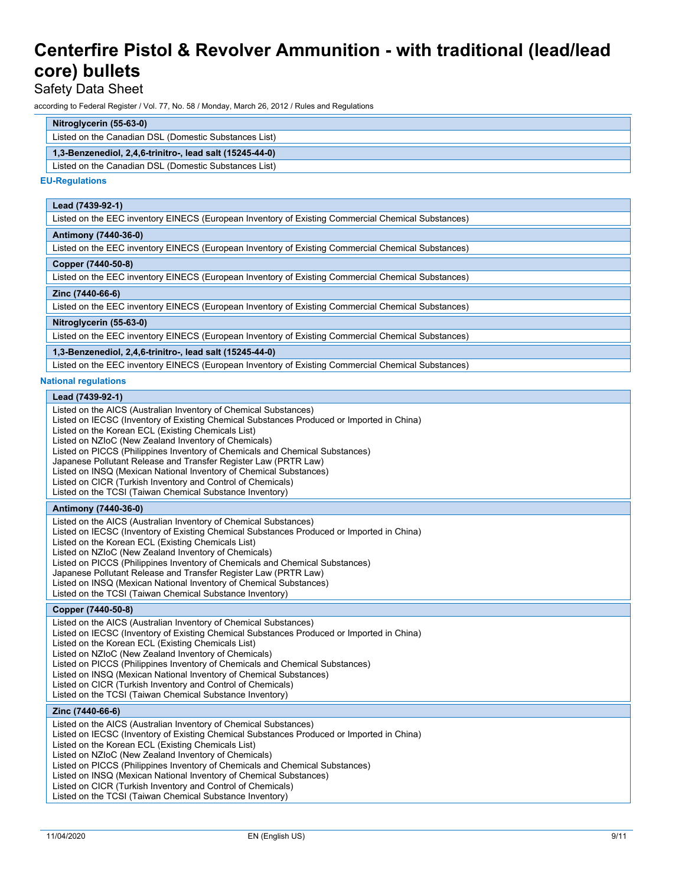| Nitroglycerin (55-63-0) |
| --- |
| Listed on the Canadian DSL (Domestic Substances List) |

| 1,3-Benzenediol, 2,4,6-trinitro-, lead salt (15245-44-0) |
| --- |
| Listed on the Canadian DSL (Domestic Substances List) |

### EU-Regulations

| Lead (7439-92-1) |
| --- |
| Listed on the EEC inventory EINECS (European Inventory of Existing Commercial Chemical Substances) |

| Antimony (7440-36-0) |
| --- |
| Listed on the EEC inventory EINECS (European Inventory of Existing Commercial Chemical Substances) |

| Copper (7440-50-8) |
| --- |
| Listed on the EEC inventory EINECS (European Inventory of Existing Commercial Chemical Substances) |

| Zinc (7440-66-6) |
| --- |
| Listed on the EEC inventory EINECS (European Inventory of Existing Commercial Chemical Substances) |

| Nitroglycerin (55-63-0) |
| --- |
| Listed on the EEC inventory EINECS (European Inventory of Existing Commercial Chemical Substances) |

| 1,3-Benzenediol, 2,4,6-trinitro-, lead salt (15245-44-0) |
| --- |
| Listed on the EEC inventory EINECS (European Inventory of Existing Commercial Chemical Substances) |

### National regulations

| Lead (7439-92-1) |
| --- |
| Listed on the AICS (Australian Inventory of Chemical Substances)<br>Listed on IECSC (Inventory of Existing Chemical Substances Produced or Imported in China)<br>Listed on the Korean ECL (Existing Chemicals List)<br>Listed on NZIoC (New Zealand Inventory of Chemicals)<br>Listed on PICCS (Philippines Inventory of Chemicals and Chemical Substances)<br>Japanese Pollutant Release and Transfer Register Law (PRTR Law)<br>Listed on INSQ (Mexican National Inventory of Chemical Substances)<br>Listed on CICR (Turkish Inventory and Control of Chemicals)<br>Listed on the TCSI (Taiwan Chemical Substance Inventory) |

| Antimony (7440-36-0) |
| --- |
| Listed on the AICS (Australian Inventory of Chemical Substances)<br>Listed on IECSC (Inventory of Existing Chemical Substances Produced or Imported in China)<br>Listed on the Korean ECL (Existing Chemicals List)<br>Listed on NZIoC (New Zealand Inventory of Chemicals)<br>Listed on PICCS (Philippines Inventory of Chemicals and Chemical Substances)<br>Japanese Pollutant Release and Transfer Register Law (PRTR Law)<br>Listed on INSQ (Mexican National Inventory of Chemical Substances)<br>Listed on the TCSI (Taiwan Chemical Substance Inventory) |

| Copper (7440-50-8) |
| --- |
| Listed on the AICS (Australian Inventory of Chemical Substances)<br>Listed on IECSC (Inventory of Existing Chemical Substances Produced or Imported in China)<br>Listed on the Korean ECL (Existing Chemicals List)<br>Listed on NZIoC (New Zealand Inventory of Chemicals)<br>Listed on PICCS (Philippines Inventory of Chemicals and Chemical Substances)<br>Listed on INSQ (Mexican National Inventory of Chemical Substances)<br>Listed on CICR (Turkish Inventory and Control of Chemicals)<br>Listed on the TCSI (Taiwan Chemical Substance Inventory) |

| Zinc (7440-66-6) |
| --- |
| Listed on the AICS (Australian Inventory of Chemical Substances)<br>Listed on IECSC (Inventory of Existing Chemical Substances Produced or Imported in China)<br>Listed on the Korean ECL (Existing Chemicals List)<br>Listed on NZIoC (New Zealand Inventory of Chemicals)<br>Listed on PICCS (Philippines Inventory of Chemicals and Chemical Substances)<br>Listed on INSQ (Mexican National Inventory of Chemical Substances)<br>Listed on CICR (Turkish Inventory and Control of Chemicals)<br>Listed on the TCSI (Taiwan Chemical Substance Inventory) |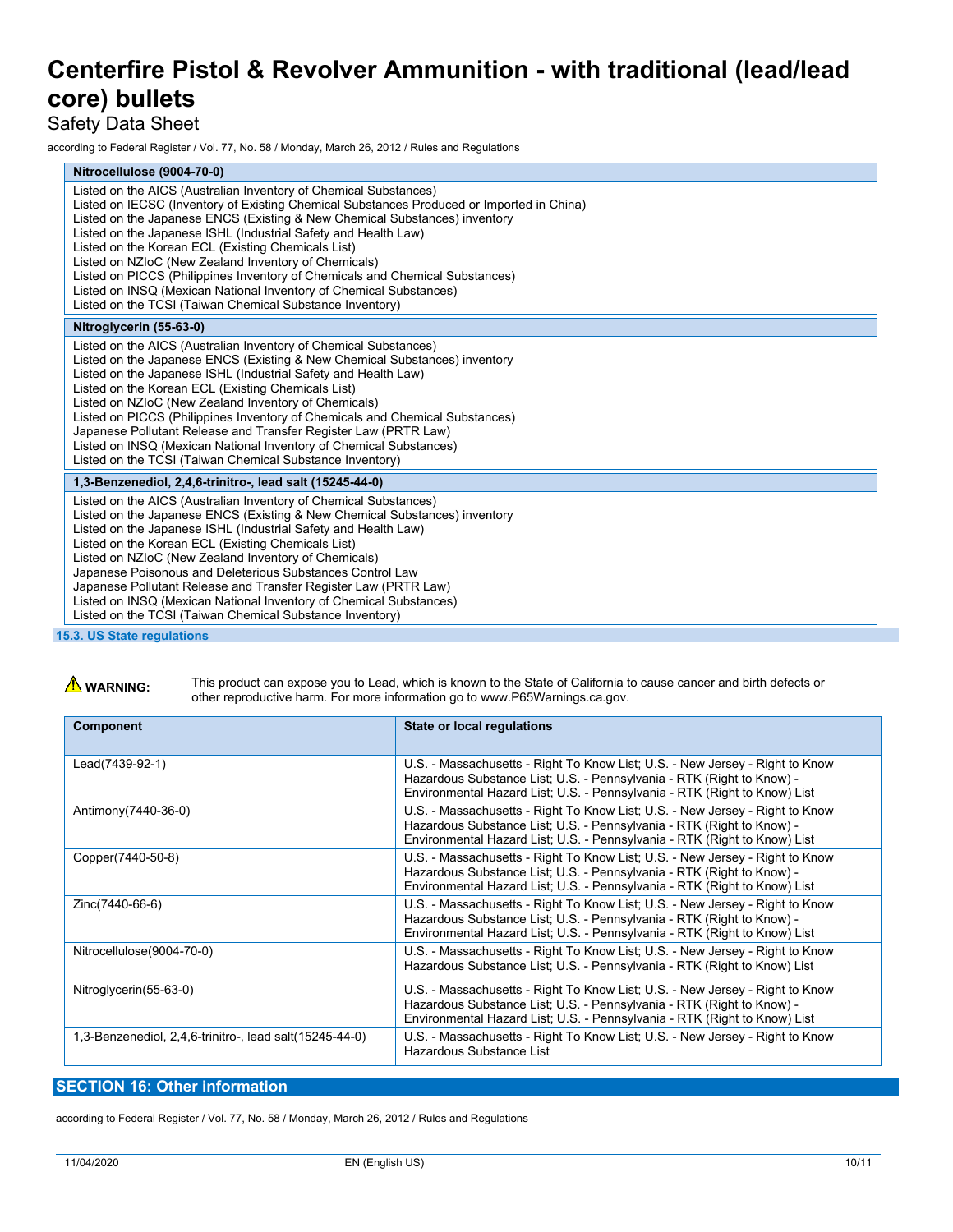| Nitrocellulose (9004-70-0) |
|---|
| Listed on the AICS (Australian Inventory of Chemical Substances)<br>Listed on IECSC (Inventory of Existing Chemical Substances Produced or Imported in China)<br>Listed on the Japanese ENCS (Existing & New Chemical Substances) inventory<br>Listed on the Japanese ISHL (Industrial Safety and Health Law)<br>Listed on the Korean ECL (Existing Chemicals List)<br>Listed on NZIoC (New Zealand Inventory of Chemicals)<br>Listed on PICCS (Philippines Inventory of Chemicals and Chemical Substances)<br>Listed on INSQ (Mexican National Inventory of Chemical Substances)<br>Listed on the TCSI (Taiwan Chemical Substance Inventory) |

| Nitroglycerin (55-63-0) |
|---|
| Listed on the AICS (Australian Inventory of Chemical Substances)<br>Listed on the Japanese ENCS (Existing & New Chemical Substances) inventory<br>Listed on the Japanese ISHL (Industrial Safety and Health Law)<br>Listed on the Korean ECL (Existing Chemicals List)<br>Listed on NZIoC (New Zealand Inventory of Chemicals)<br>Listed on PICCS (Philippines Inventory of Chemicals and Chemical Substances)<br>Japanese Pollutant Release and Transfer Register Law (PRTR Law)<br>Listed on INSQ (Mexican National Inventory of Chemical Substances)<br>Listed on the TCSI (Taiwan Chemical Substance Inventory) |

| 1,3-Benzenediol, 2,4,6-trinitro-, lead salt (15245-44-0) |
|---|
| Listed on the AICS (Australian Inventory of Chemical Substances)<br>Listed on the Japanese ENCS (Existing & New Chemical Substances) inventory<br>Listed on the Japanese ISHL (Industrial Safety and Health Law)<br>Listed on the Korean ECL (Existing Chemicals List)<br>Listed on NZIoC (New Zealand Inventory of Chemicals)<br>Japanese Poisonous and Deleterious Substances Control Law<br>Japanese Pollutant Release and Transfer Register Law (PRTR Law)<br>Listed on INSQ (Mexican National Inventory of Chemical Substances)<br>Listed on the TCSI (Taiwan Chemical Substance Inventory) |

### 15.3. US State regulations

⚠ **WARNING:** This product can expose you to Lead, which is known to the State of California to cause cancer and birth defects or other reproductive harm. For more information go to www.P65Warnings.ca.gov.

| Component | State or local regulations |
|---|---|
| Lead(7439-92-1) | U.S. - Massachusetts - Right To Know List; U.S. - New Jersey - Right to Know Hazardous Substance List; U.S. - Pennsylvania - RTK (Right to Know) - Environmental Hazard List; U.S. - Pennsylvania - RTK (Right to Know) List |
| Antimony(7440-36-0) | U.S. - Massachusetts - Right To Know List; U.S. - New Jersey - Right to Know Hazardous Substance List; U.S. - Pennsylvania - RTK (Right to Know) - Environmental Hazard List; U.S. - Pennsylvania - RTK (Right to Know) List |
| Copper(7440-50-8) | U.S. - Massachusetts - Right To Know List; U.S. - New Jersey - Right to Know Hazardous Substance List; U.S. - Pennsylvania - RTK (Right to Know) - Environmental Hazard List; U.S. - Pennsylvania - RTK (Right to Know) List |
| Zinc(7440-66-6) | U.S. - Massachusetts - Right To Know List; U.S. - New Jersey - Right to Know Hazardous Substance List; U.S. - Pennsylvania - RTK (Right to Know) - Environmental Hazard List; U.S. - Pennsylvania - RTK (Right to Know) List |
| Nitrocellulose(9004-70-0) | U.S. - Massachusetts - Right To Know List; U.S. - New Jersey - Right to Know Hazardous Substance List; U.S. - Pennsylvania - RTK (Right to Know) List |
| Nitroglycerin(55-63-0) | U.S. - Massachusetts - Right To Know List; U.S. - New Jersey - Right to Know Hazardous Substance List; U.S. - Pennsylvania - RTK (Right to Know) - Environmental Hazard List; U.S. - Pennsylvania - RTK (Right to Know) List |
| 1,3-Benzenediol, 2,4,6-trinitro-, lead salt(15245-44-0) | U.S. - Massachusetts - Right To Know List; U.S. - New Jersey - Right to Know Hazardous Substance List |

## SECTION 16: Other information

according to Federal Register / Vol. 77, No. 58 / Monday, March 26, 2012 / Rules and Regulations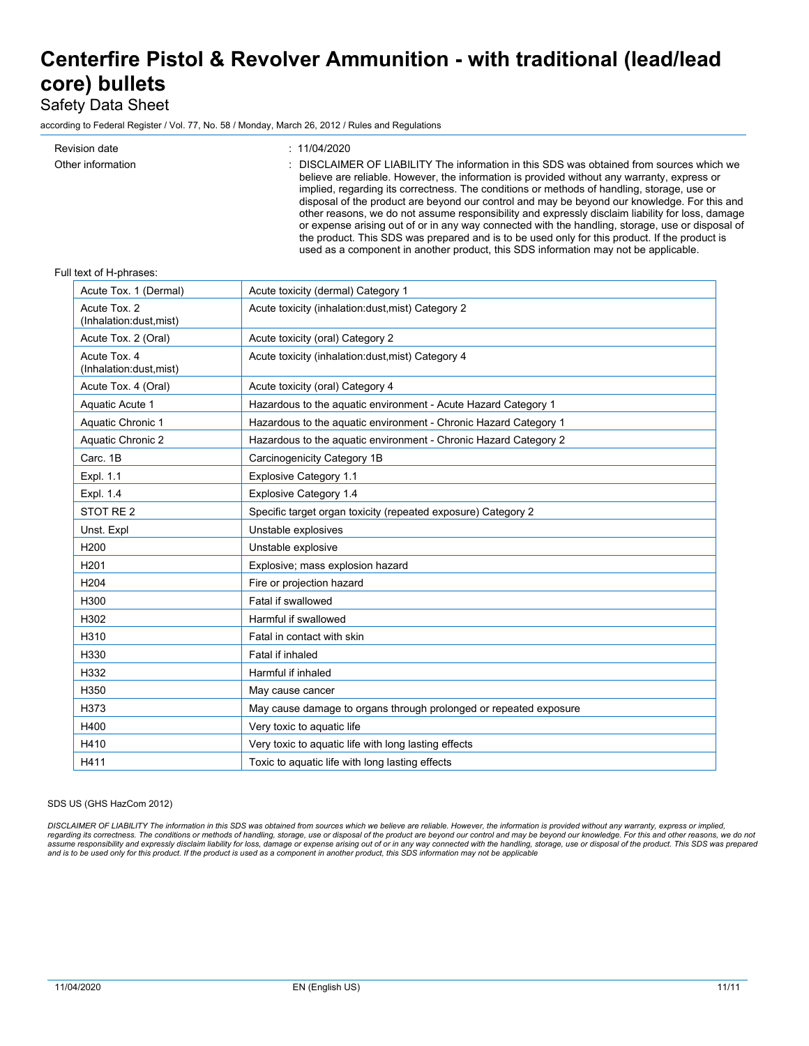| | |
|---|---|
| Revision date | : 11/04/2020 |
| Other information | : DISCLAIMER OF LIABILITY The information in this SDS was obtained from sources which we believe are reliable. However, the information is provided without any warranty, express or implied, regarding its correctness. The conditions or methods of handling, storage, use or disposal of the product are beyond our control and may be beyond our knowledge. For this and other reasons, we do not assume responsibility and expressly disclaim liability for loss, damage or expense arising out of or in any way connected with the handling, storage, use or disposal of the product. This SDS was prepared and is to be used only for this product. If the product is used as a component in another product, this SDS information may not be applicable. |

Full text of H-phrases:

| | |
|---|---|
| Acute Tox. 1 (Dermal) | Acute toxicity (dermal) Category 1 |
| Acute Tox. 2 (Inhalation:dust,mist) | Acute toxicity (inhalation:dust,mist) Category 2 |
| Acute Tox. 2 (Oral) | Acute toxicity (oral) Category 2 |
| Acute Tox. 4 (Inhalation:dust,mist) | Acute toxicity (inhalation:dust,mist) Category 4 |
| Acute Tox. 4 (Oral) | Acute toxicity (oral) Category 4 |
| Aquatic Acute 1 | Hazardous to the aquatic environment - Acute Hazard Category 1 |
| Aquatic Chronic 1 | Hazardous to the aquatic environment - Chronic Hazard Category 1 |
| Aquatic Chronic 2 | Hazardous to the aquatic environment - Chronic Hazard Category 2 |
| Carc. 1B | Carcinogenicity Category 1B |
| Expl. 1.1 | Explosive Category 1.1 |
| Expl. 1.4 | Explosive Category 1.4 |
| STOT RE 2 | Specific target organ toxicity (repeated exposure) Category 2 |
| Unst. Expl | Unstable explosives |
| H200 | Unstable explosive |
| H201 | Explosive; mass explosion hazard |
| H204 | Fire or projection hazard |
| H300 | Fatal if swallowed |
| H302 | Harmful if swallowed |
| H310 | Fatal in contact with skin |
| H330 | Fatal if inhaled |
| H332 | Harmful if inhaled |
| H350 | May cause cancer |
| H373 | May cause damage to organs through prolonged or repeated exposure |
| H400 | Very toxic to aquatic life |
| H410 | Very toxic to aquatic life with long lasting effects |
| H411 | Toxic to aquatic life with long lasting effects |

SDS US (GHS HazCom 2012)

*DISCLAIMER OF LIABILITY The information in this SDS was obtained from sources which we believe are reliable. However, the information is provided without any warranty, express or implied, regarding its correctness. The conditions or methods of handling, storage, use or disposal of the product are beyond our control and may be beyond our knowledge. For this and other reasons, we do not assume responsibility and expressly disclaim liability for loss, damage or expense arising out of or in any way connected with the handling, storage, use or disposal of the product. This SDS was prepared and is to be used only for this product. If the product is used as a component in another product, this SDS information may not be applicable*